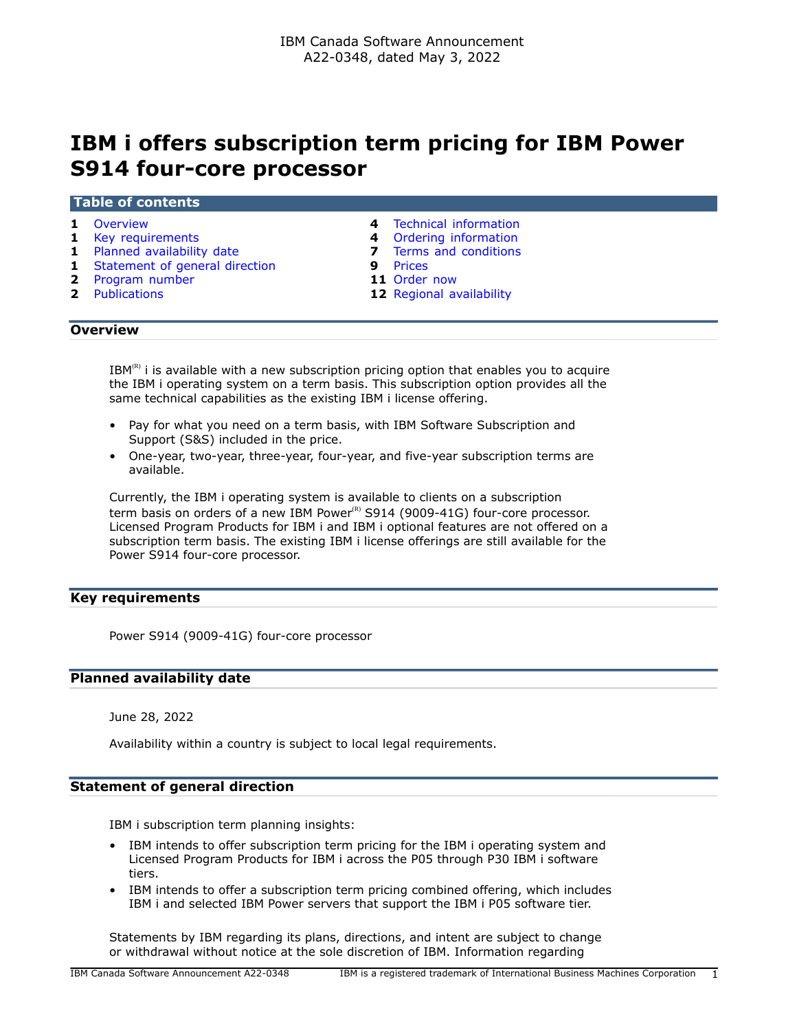IBM Canada Software Announcement
A22-0348, dated May 3, 2022

# IBM i offers subscription term pricing for IBM Power S914 four-core processor

## Table of contents

| | | | |
|---|---|---|---|
| **1** | Overview | **4** | Technical information |
| **1** | Key requirements | **4** | Ordering information |
| **1** | Planned availability date | **7** | Terms and conditions |
| **1** | Statement of general direction | **9** | Prices |
| **2** | Program number | **11** | Order now |
| **2** | Publications | **12** | Regional availability |

## Overview

IBM(R) i is available with a new subscription pricing option that enables you to acquire the IBM i operating system on a term basis. This subscription option provides all the same technical capabilities as the existing IBM i license offering.

- Pay for what you need on a term basis, with IBM Software Subscription and Support (S&S) included in the price.
- One-year, two-year, three-year, four-year, and five-year subscription terms are available.

Currently, the IBM i operating system is available to clients on a subscription term basis on orders of a new IBM Power(R) S914 (9009-41G) four-core processor. Licensed Program Products for IBM i and IBM i optional features are not offered on a subscription term basis. The existing IBM i license offerings are still available for the Power S914 four-core processor.

## Key requirements

Power S914 (9009-41G) four-core processor

## Planned availability date

June 28, 2022

Availability within a country is subject to local legal requirements.

## Statement of general direction

IBM i subscription term planning insights:

- IBM intends to offer subscription term pricing for the IBM i operating system and Licensed Program Products for IBM i across the P05 through P30 IBM i software tiers.
- IBM intends to offer a subscription term pricing combined offering, which includes IBM i and selected IBM Power servers that support the IBM i P05 software tier.

Statements by IBM regarding its plans, directions, and intent are subject to change or withdrawal without notice at the sole discretion of IBM. Information regarding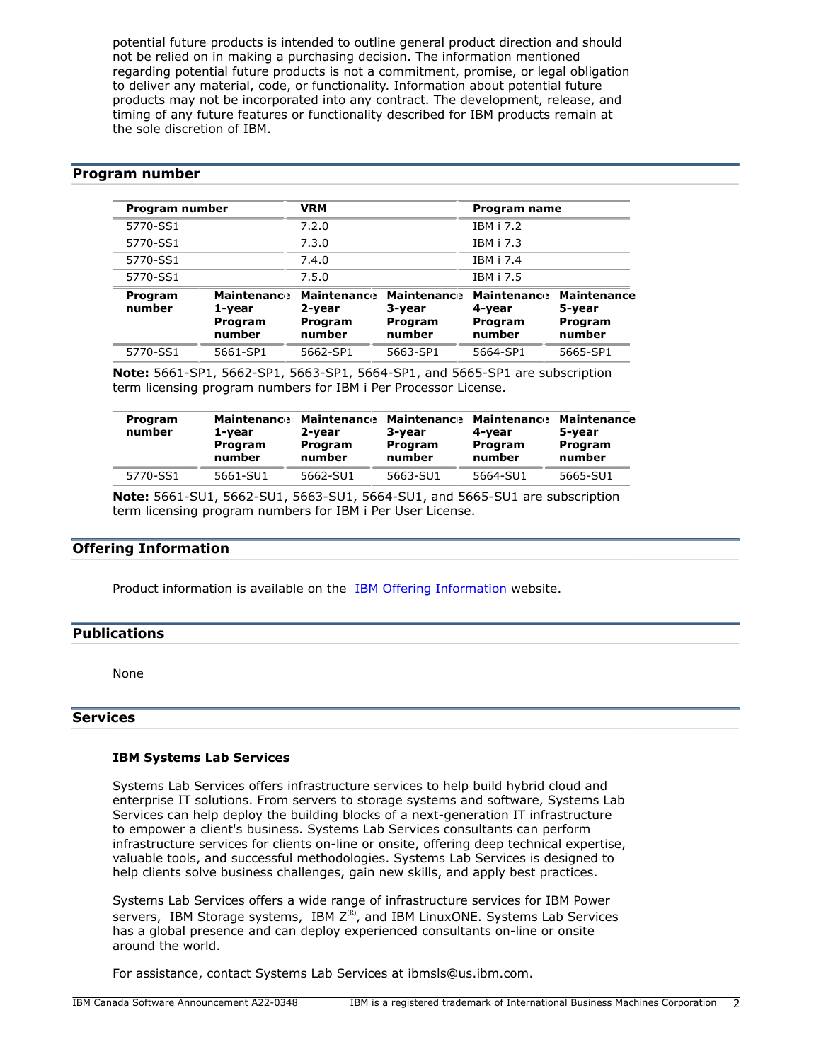potential future products is intended to outline general product direction and should not be relied on in making a purchasing decision. The information mentioned regarding potential future products is not a commitment, promise, or legal obligation to deliver any material, code, or functionality. Information about potential future products may not be incorporated into any contract. The development, release, and timing of any future features or functionality described for IBM products remain at the sole discretion of IBM.

## Program number

| Program number | VRM | Program name |
|---|---|---|
| 5770-SS1 | 7.2.0 | IBM i 7.2 |
| 5770-SS1 | 7.3.0 | IBM i 7.3 |
| 5770-SS1 | 7.4.0 | IBM i 7.4 |
| 5770-SS1 | 7.5.0 | IBM i 7.5 |

| Program number | Maintenance 1-year Program number | Maintenance 2-year Program number | Maintenance 3-year Program number | Maintenance 4-year Program number | Maintenance 5-year Program number |
|---|---|---|---|---|---|
| 5770-SS1 | 5661-SP1 | 5662-SP1 | 5663-SP1 | 5664-SP1 | 5665-SP1 |

**Note:** 5661-SP1, 5662-SP1, 5663-SP1, 5664-SP1, and 5665-SP1 are subscription term licensing program numbers for IBM i Per Processor License.

| Program number | Maintenance 1-year Program number | Maintenance 2-year Program number | Maintenance 3-year Program number | Maintenance 4-year Program number | Maintenance 5-year Program number |
|---|---|---|---|---|---|
| 5770-SS1 | 5661-SU1 | 5662-SU1 | 5663-SU1 | 5664-SU1 | 5665-SU1 |

**Note:** 5661-SU1, 5662-SU1, 5663-SU1, 5664-SU1, and 5665-SU1 are subscription term licensing program numbers for IBM i Per User License.

## Offering Information

Product information is available on the IBM Offering Information website.

## Publications

None

## Services

### IBM Systems Lab Services

Systems Lab Services offers infrastructure services to help build hybrid cloud and enterprise IT solutions. From servers to storage systems and software, Systems Lab Services can help deploy the building blocks of a next-generation IT infrastructure to empower a client's business. Systems Lab Services consultants can perform infrastructure services for clients on-line or onsite, offering deep technical expertise, valuable tools, and successful methodologies. Systems Lab Services is designed to help clients solve business challenges, gain new skills, and apply best practices.

Systems Lab Services offers a wide range of infrastructure services for IBM Power servers, IBM Storage systems, IBM Z(R), and IBM LinuxONE. Systems Lab Services has a global presence and can deploy experienced consultants on-line or onsite around the world.

For assistance, contact Systems Lab Services at ibmsls@us.ibm.com.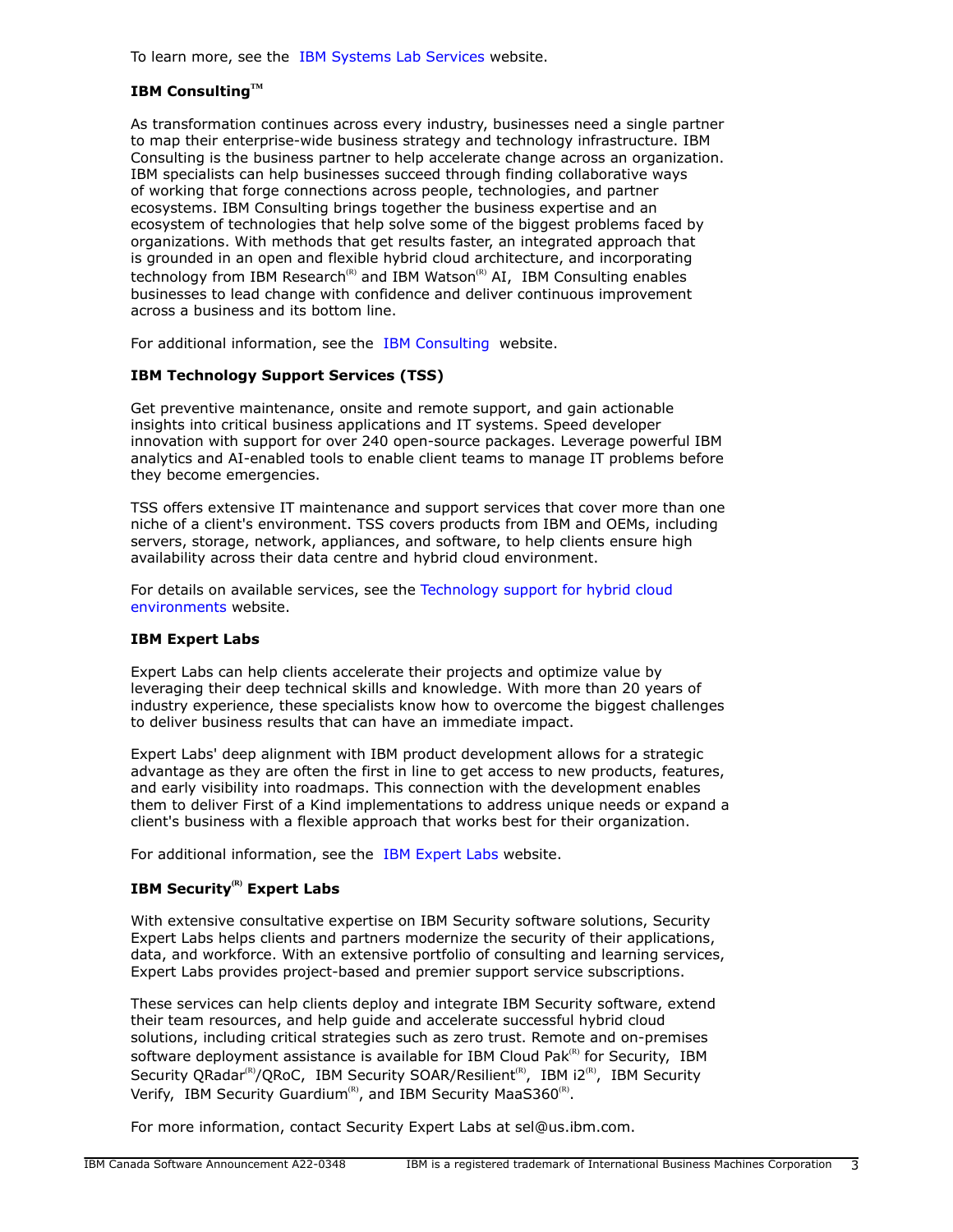To learn more, see the IBM Systems Lab Services website.

### IBM Consulting™

As transformation continues across every industry, businesses need a single partner to map their enterprise-wide business strategy and technology infrastructure. IBM Consulting is the business partner to help accelerate change across an organization. IBM specialists can help businesses succeed through finding collaborative ways of working that forge connections across people, technologies, and partner ecosystems. IBM Consulting brings together the business expertise and an ecosystem of technologies that help solve some of the biggest problems faced by organizations. With methods that get results faster, an integrated approach that is grounded in an open and flexible hybrid cloud architecture, and incorporating technology from IBM Research(R) and IBM Watson(R) AI, IBM Consulting enables businesses to lead change with confidence and deliver continuous improvement across a business and its bottom line.

For additional information, see the IBM Consulting website.

### IBM Technology Support Services (TSS)

Get preventive maintenance, onsite and remote support, and gain actionable insights into critical business applications and IT systems. Speed developer innovation with support for over 240 open-source packages. Leverage powerful IBM analytics and AI-enabled tools to enable client teams to manage IT problems before they become emergencies.

TSS offers extensive IT maintenance and support services that cover more than one niche of a client's environment. TSS covers products from IBM and OEMs, including servers, storage, network, appliances, and software, to help clients ensure high availability across their data centre and hybrid cloud environment.

For details on available services, see the Technology support for hybrid cloud environments website.

### IBM Expert Labs

Expert Labs can help clients accelerate their projects and optimize value by leveraging their deep technical skills and knowledge. With more than 20 years of industry experience, these specialists know how to overcome the biggest challenges to deliver business results that can have an immediate impact.

Expert Labs' deep alignment with IBM product development allows for a strategic advantage as they are often the first in line to get access to new products, features, and early visibility into roadmaps. This connection with the development enables them to deliver First of a Kind implementations to address unique needs or expand a client's business with a flexible approach that works best for their organization.

For additional information, see the IBM Expert Labs website.

### IBM Security(R) Expert Labs

With extensive consultative expertise on IBM Security software solutions, Security Expert Labs helps clients and partners modernize the security of their applications, data, and workforce. With an extensive portfolio of consulting and learning services, Expert Labs provides project-based and premier support service subscriptions.

These services can help clients deploy and integrate IBM Security software, extend their team resources, and help guide and accelerate successful hybrid cloud solutions, including critical strategies such as zero trust. Remote and on-premises software deployment assistance is available for IBM Cloud Pak(R) for Security, IBM Security QRadar(R)/QRoC, IBM Security SOAR/Resilient(R), IBM i2(R), IBM Security Verify, IBM Security Guardium(R), and IBM Security MaaS360(R).

For more information, contact Security Expert Labs at sel@us.ibm.com.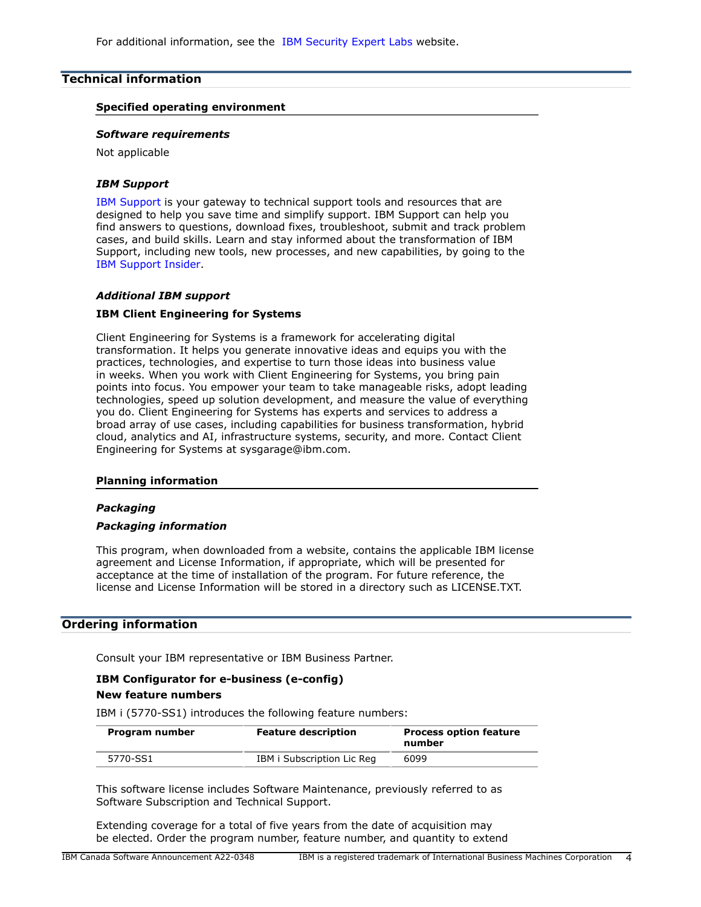For additional information, see the IBM Security Expert Labs website.

## Technical information

### Specified operating environment

#### *Software requirements*

Not applicable

#### *IBM Support*

IBM Support is your gateway to technical support tools and resources that are designed to help you save time and simplify support. IBM Support can help you find answers to questions, download fixes, troubleshoot, submit and track problem cases, and build skills. Learn and stay informed about the transformation of IBM Support, including new tools, new processes, and new capabilities, by going to the IBM Support Insider.

#### *Additional IBM support*

**IBM Client Engineering for Systems**

Client Engineering for Systems is a framework for accelerating digital transformation. It helps you generate innovative ideas and equips you with the practices, technologies, and expertise to turn those ideas into business value in weeks. When you work with Client Engineering for Systems, you bring pain points into focus. You empower your team to take manageable risks, adopt leading technologies, speed up solution development, and measure the value of everything you do. Client Engineering for Systems has experts and services to address a broad array of use cases, including capabilities for business transformation, hybrid cloud, analytics and AI, infrastructure systems, security, and more. Contact Client Engineering for Systems at sysgarage@ibm.com.

### Planning information

#### *Packaging*

#### *Packaging information*

This program, when downloaded from a website, contains the applicable IBM license agreement and License Information, if appropriate, which will be presented for acceptance at the time of installation of the program. For future reference, the license and License Information will be stored in a directory such as LICENSE.TXT.

## Ordering information

Consult your IBM representative or IBM Business Partner.

**IBM Configurator for e-business (e-config)**

**New feature numbers**

IBM i (5770-SS1) introduces the following feature numbers:

| Program number | Feature description | Process option feature number |
|---|---|---|
| 5770-SS1 | IBM i Subscription Lic Reg | 6099 |

This software license includes Software Maintenance, previously referred to as Software Subscription and Technical Support.

Extending coverage for a total of five years from the date of acquisition may be elected. Order the program number, feature number, and quantity to extend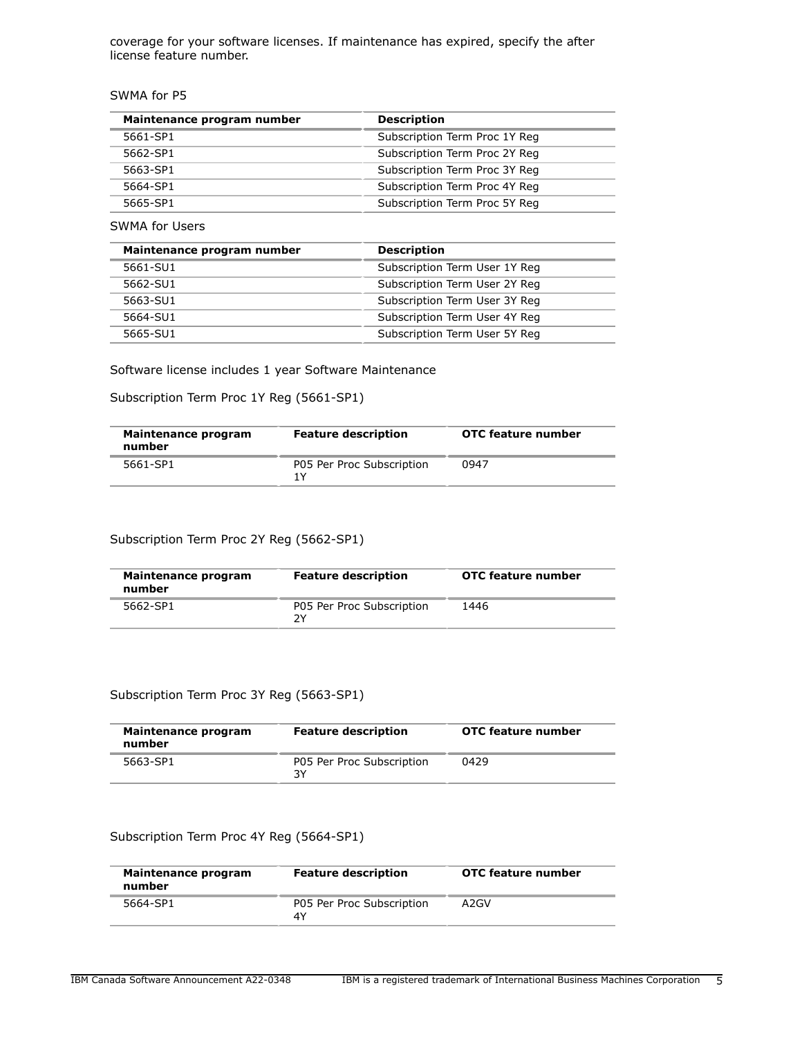coverage for your software licenses. If maintenance has expired, specify the after license feature number.

SWMA for P5

| Maintenance program number | Description |
| --- | --- |
| 5661-SP1 | Subscription Term Proc 1Y Reg |
| 5662-SP1 | Subscription Term Proc 2Y Reg |
| 5663-SP1 | Subscription Term Proc 3Y Reg |
| 5664-SP1 | Subscription Term Proc 4Y Reg |
| 5665-SP1 | Subscription Term Proc 5Y Reg |

SWMA for Users

| Maintenance program number | Description |
| --- | --- |
| 5661-SU1 | Subscription Term User 1Y Reg |
| 5662-SU1 | Subscription Term User 2Y Reg |
| 5663-SU1 | Subscription Term User 3Y Reg |
| 5664-SU1 | Subscription Term User 4Y Reg |
| 5665-SU1 | Subscription Term User 5Y Reg |

Software license includes 1 year Software Maintenance

Subscription Term Proc 1Y Reg (5661-SP1)

| Maintenance program number | Feature description | OTC feature number |
| --- | --- | --- |
| 5661-SP1 | P05 Per Proc Subscription 1Y | 0947 |

Subscription Term Proc 2Y Reg (5662-SP1)

| Maintenance program number | Feature description | OTC feature number |
| --- | --- | --- |
| 5662-SP1 | P05 Per Proc Subscription 2Y | 1446 |

Subscription Term Proc 3Y Reg (5663-SP1)

| Maintenance program number | Feature description | OTC feature number |
| --- | --- | --- |
| 5663-SP1 | P05 Per Proc Subscription 3Y | 0429 |

Subscription Term Proc 4Y Reg (5664-SP1)

| Maintenance program number | Feature description | OTC feature number |
| --- | --- | --- |
| 5664-SP1 | P05 Per Proc Subscription 4Y | A2GV |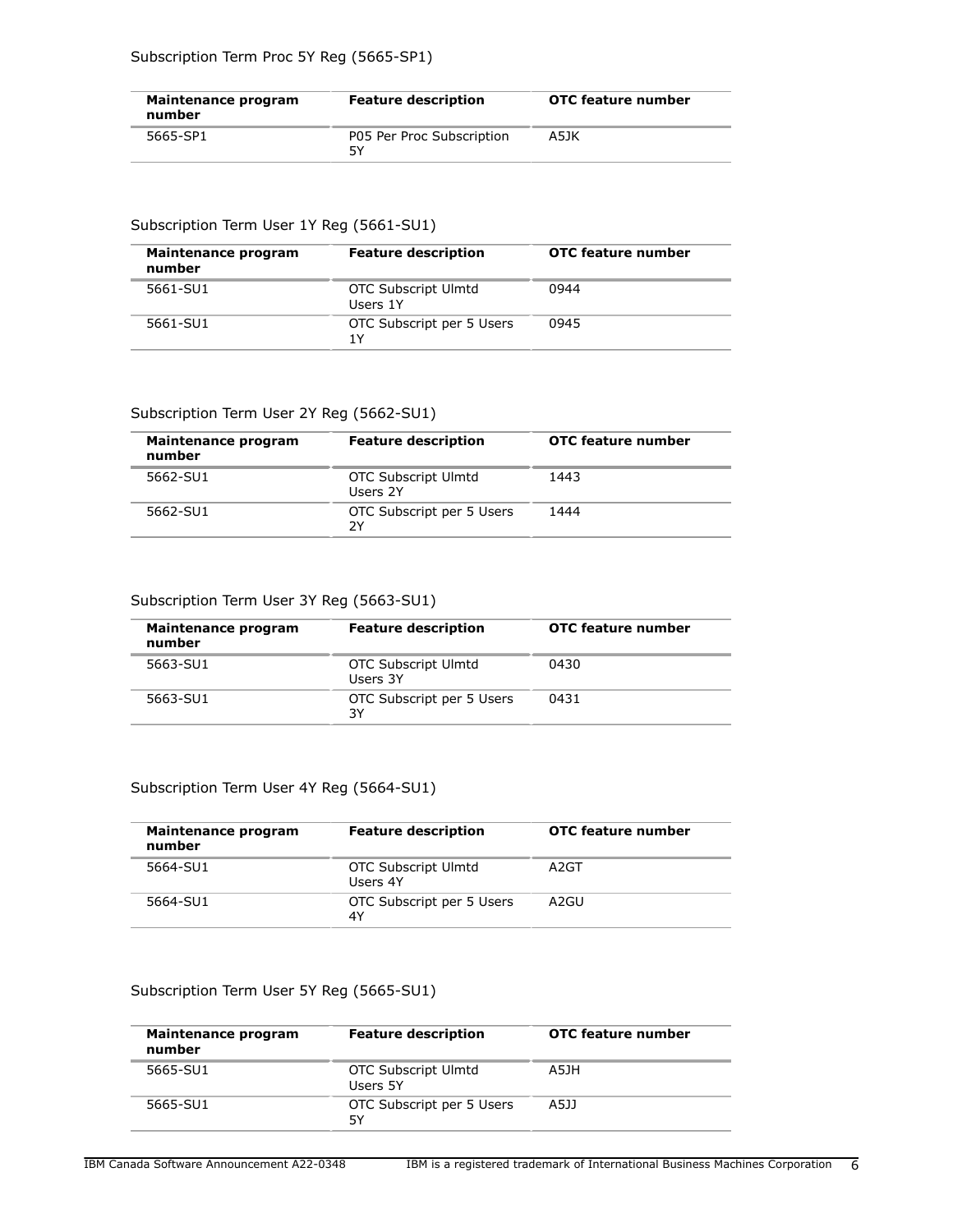Subscription Term Proc 5Y Reg (5665-SP1)

| Maintenance program number | Feature description | OTC feature number |
|---|---|---|
| 5665-SP1 | P05 Per Proc Subscription 5Y | A5JK |

Subscription Term User 1Y Reg (5661-SU1)

| Maintenance program number | Feature description | OTC feature number |
|---|---|---|
| 5661-SU1 | OTC Subscript Ulmtd Users 1Y | 0944 |
| 5661-SU1 | OTC Subscript per 5 Users 1Y | 0945 |

Subscription Term User 2Y Reg (5662-SU1)

| Maintenance program number | Feature description | OTC feature number |
|---|---|---|
| 5662-SU1 | OTC Subscript Ulmtd Users 2Y | 1443 |
| 5662-SU1 | OTC Subscript per 5 Users 2Y | 1444 |

Subscription Term User 3Y Reg (5663-SU1)

| Maintenance program number | Feature description | OTC feature number |
|---|---|---|
| 5663-SU1 | OTC Subscript Ulmtd Users 3Y | 0430 |
| 5663-SU1 | OTC Subscript per 5 Users 3Y | 0431 |

Subscription Term User 4Y Reg (5664-SU1)

| Maintenance program number | Feature description | OTC feature number |
|---|---|---|
| 5664-SU1 | OTC Subscript Ulmtd Users 4Y | A2GT |
| 5664-SU1 | OTC Subscript per 5 Users 4Y | A2GU |

Subscription Term User 5Y Reg (5665-SU1)

| Maintenance program number | Feature description | OTC feature number |
|---|---|---|
| 5665-SU1 | OTC Subscript Ulmtd Users 5Y | A5JH |
| 5665-SU1 | OTC Subscript per 5 Users 5Y | A5JJ |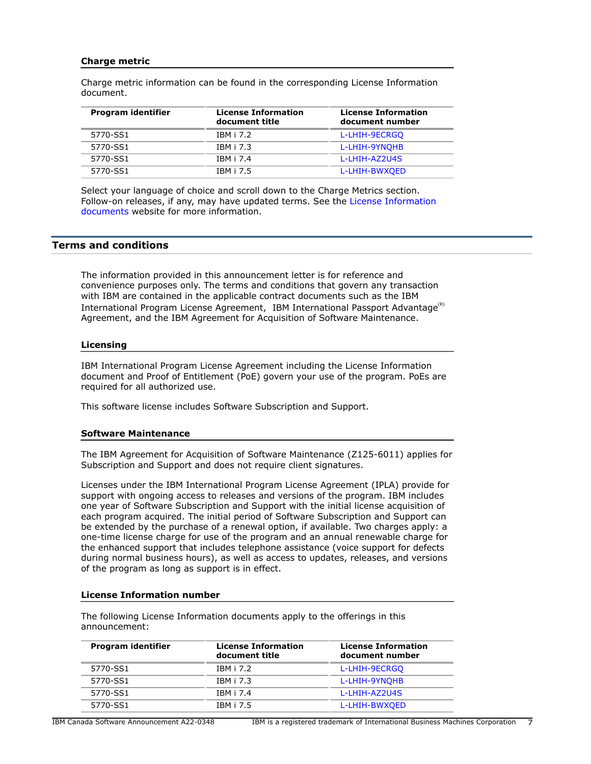### Charge metric

Charge metric information can be found in the corresponding License Information document.

| Program identifier | License Information document title | License Information document number |
|---|---|---|
| 5770-SS1 | IBM i 7.2 | L-LHIH-9ECRGQ |
| 5770-SS1 | IBM i 7.3 | L-LHIH-9YNQHB |
| 5770-SS1 | IBM i 7.4 | L-LHIH-AZ2U4S |
| 5770-SS1 | IBM i 7.5 | L-LHIH-BWXQED |

Select your language of choice and scroll down to the Charge Metrics section. Follow-on releases, if any, may have updated terms. See the License Information documents website for more information.

## Terms and conditions

The information provided in this announcement letter is for reference and convenience purposes only. The terms and conditions that govern any transaction with IBM are contained in the applicable contract documents such as the IBM International Program License Agreement, IBM International Passport Advantage(R) Agreement, and the IBM Agreement for Acquisition of Software Maintenance.

### Licensing

IBM International Program License Agreement including the License Information document and Proof of Entitlement (PoE) govern your use of the program. PoEs are required for all authorized use.

This software license includes Software Subscription and Support.

### Software Maintenance

The IBM Agreement for Acquisition of Software Maintenance (Z125-6011) applies for Subscription and Support and does not require client signatures.

Licenses under the IBM International Program License Agreement (IPLA) provide for support with ongoing access to releases and versions of the program. IBM includes one year of Software Subscription and Support with the initial license acquisition of each program acquired. The initial period of Software Subscription and Support can be extended by the purchase of a renewal option, if available. Two charges apply: a one-time license charge for use of the program and an annual renewable charge for the enhanced support that includes telephone assistance (voice support for defects during normal business hours), as well as access to updates, releases, and versions of the program as long as support is in effect.

### License Information number

The following License Information documents apply to the offerings in this announcement:

| Program identifier | License Information document title | License Information document number |
|---|---|---|
| 5770-SS1 | IBM i 7.2 | L-LHIH-9ECRGQ |
| 5770-SS1 | IBM i 7.3 | L-LHIH-9YNQHB |
| 5770-SS1 | IBM i 7.4 | L-LHIH-AZ2U4S |
| 5770-SS1 | IBM i 7.5 | L-LHIH-BWXQED |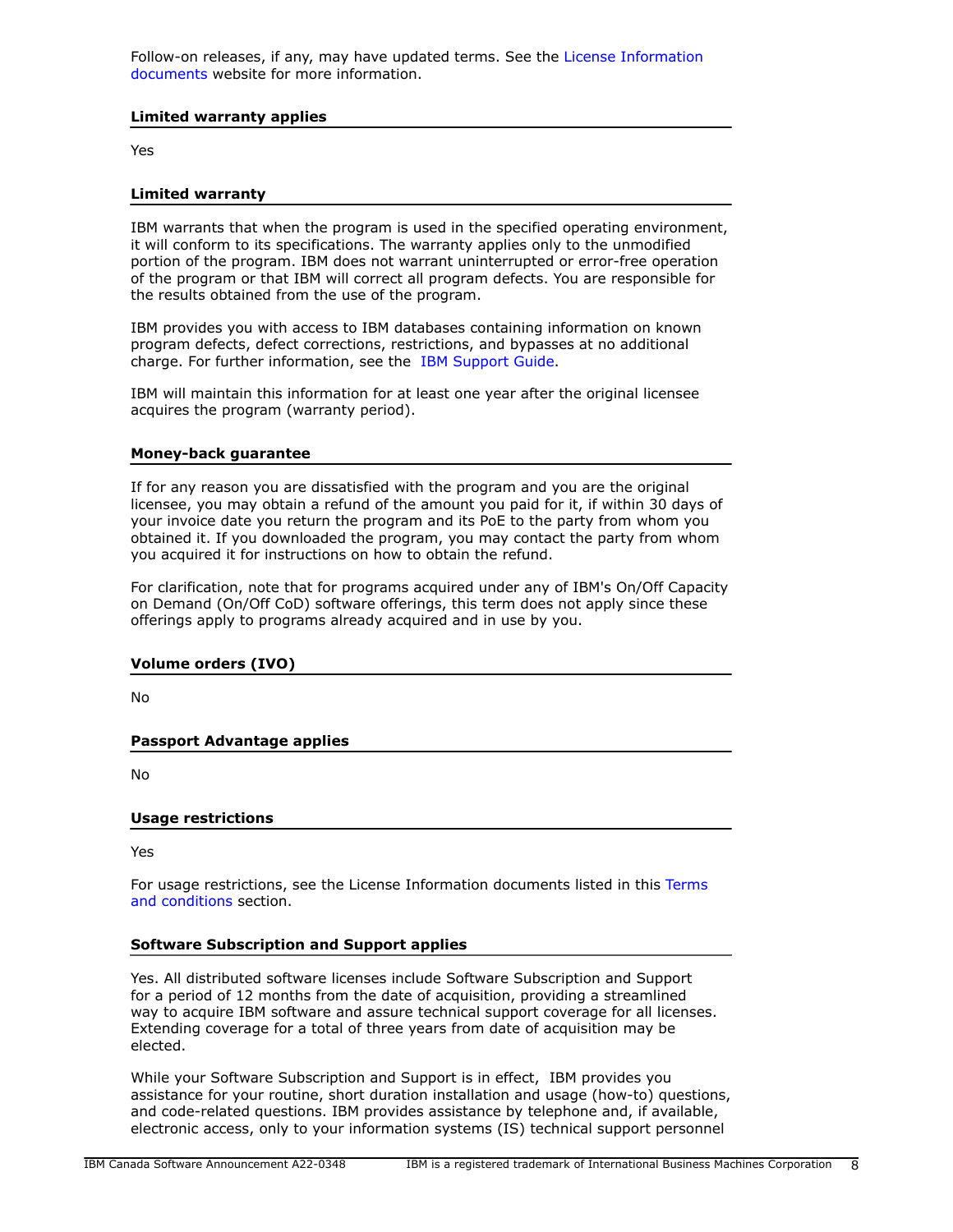Follow-on releases, if any, may have updated terms. See the License Information documents website for more information.

### Limited warranty applies

Yes

### Limited warranty

IBM warrants that when the program is used in the specified operating environment, it will conform to its specifications. The warranty applies only to the unmodified portion of the program. IBM does not warrant uninterrupted or error-free operation of the program or that IBM will correct all program defects. You are responsible for the results obtained from the use of the program.

IBM provides you with access to IBM databases containing information on known program defects, defect corrections, restrictions, and bypasses at no additional charge. For further information, see the IBM Support Guide.

IBM will maintain this information for at least one year after the original licensee acquires the program (warranty period).

### Money-back guarantee

If for any reason you are dissatisfied with the program and you are the original licensee, you may obtain a refund of the amount you paid for it, if within 30 days of your invoice date you return the program and its PoE to the party from whom you obtained it. If you downloaded the program, you may contact the party from whom you acquired it for instructions on how to obtain the refund.

For clarification, note that for programs acquired under any of IBM's On/Off Capacity on Demand (On/Off CoD) software offerings, this term does not apply since these offerings apply to programs already acquired and in use by you.

### Volume orders (IVO)

No

### Passport Advantage applies

No

### Usage restrictions

Yes

For usage restrictions, see the License Information documents listed in this Terms and conditions section.

### Software Subscription and Support applies

Yes. All distributed software licenses include Software Subscription and Support for a period of 12 months from the date of acquisition, providing a streamlined way to acquire IBM software and assure technical support coverage for all licenses. Extending coverage for a total of three years from date of acquisition may be elected.

While your Software Subscription and Support is in effect, IBM provides you assistance for your routine, short duration installation and usage (how-to) questions, and code-related questions. IBM provides assistance by telephone and, if available, electronic access, only to your information systems (IS) technical support personnel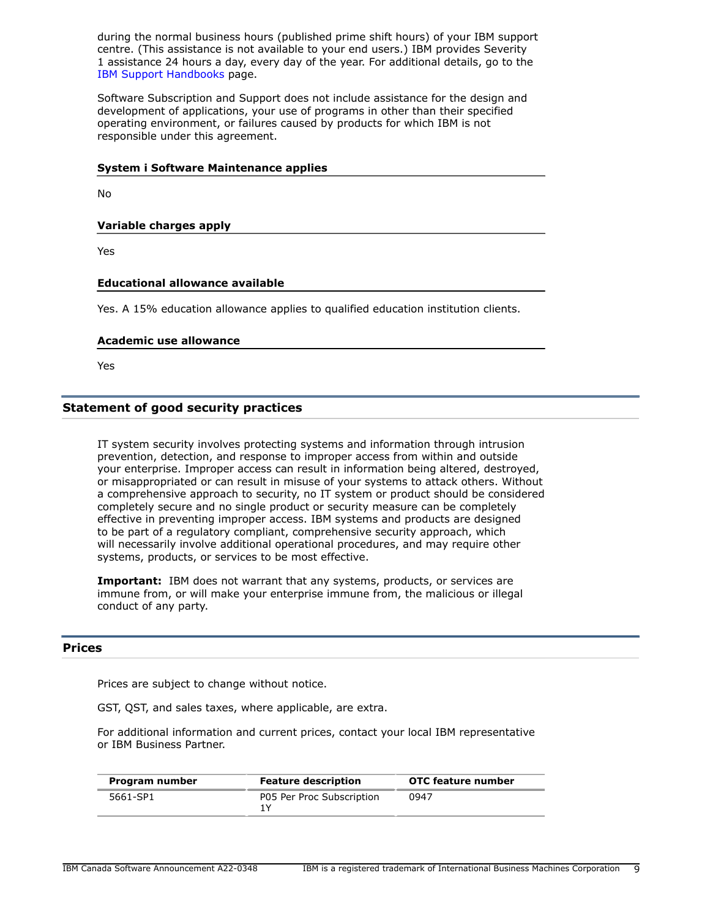during the normal business hours (published prime shift hours) of your IBM support centre. (This assistance is not available to your end users.) IBM provides Severity 1 assistance 24 hours a day, every day of the year. For additional details, go to the IBM Support Handbooks page.

Software Subscription and Support does not include assistance for the design and development of applications, your use of programs in other than their specified operating environment, or failures caused by products for which IBM is not responsible under this agreement.

### System i Software Maintenance applies

No

### Variable charges apply

Yes

### Educational allowance available

Yes. A 15% education allowance applies to qualified education institution clients.

### Academic use allowance

Yes

## Statement of good security practices

IT system security involves protecting systems and information through intrusion prevention, detection, and response to improper access from within and outside your enterprise. Improper access can result in information being altered, destroyed, or misappropriated or can result in misuse of your systems to attack others. Without a comprehensive approach to security, no IT system or product should be considered completely secure and no single product or security measure can be completely effective in preventing improper access. IBM systems and products are designed to be part of a regulatory compliant, comprehensive security approach, which will necessarily involve additional operational procedures, and may require other systems, products, or services to be most effective.

**Important:** IBM does not warrant that any systems, products, or services are immune from, or will make your enterprise immune from, the malicious or illegal conduct of any party.

## Prices

Prices are subject to change without notice.

GST, QST, and sales taxes, where applicable, are extra.

For additional information and current prices, contact your local IBM representative or IBM Business Partner.

| Program number | Feature description | OTC feature number |
|---|---|---|
| 5661-SP1 | P05 Per Proc Subscription 1Y | 0947 |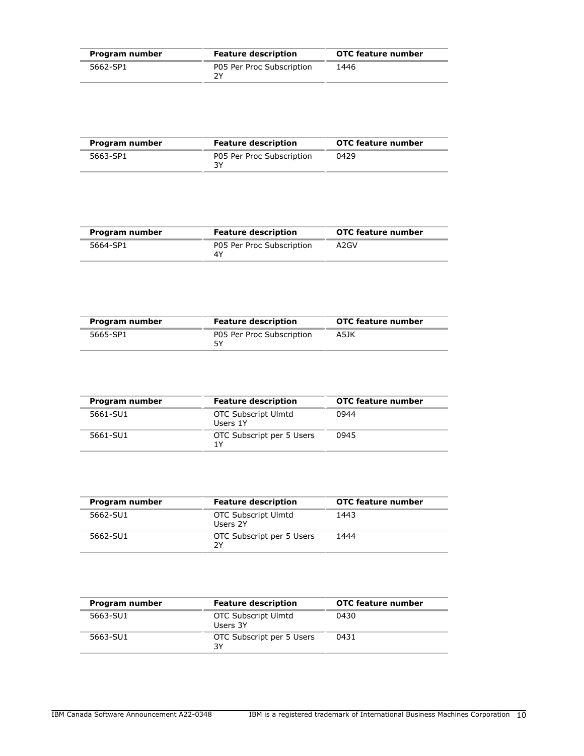| Program number | Feature description | OTC feature number |
| --- | --- | --- |
| 5662-SP1 | P05 Per Proc Subscription 2Y | 1446 |

| Program number | Feature description | OTC feature number |
| --- | --- | --- |
| 5663-SP1 | P05 Per Proc Subscription 3Y | 0429 |

| Program number | Feature description | OTC feature number |
| --- | --- | --- |
| 5664-SP1 | P05 Per Proc Subscription 4Y | A2GV |

| Program number | Feature description | OTC feature number |
| --- | --- | --- |
| 5665-SP1 | P05 Per Proc Subscription 5Y | A5JK |

| Program number | Feature description | OTC feature number |
| --- | --- | --- |
| 5661-SU1 | OTC Subscript Ulmtd Users 1Y | 0944 |
| 5661-SU1 | OTC Subscript per 5 Users 1Y | 0945 |

| Program number | Feature description | OTC feature number |
| --- | --- | --- |
| 5662-SU1 | OTC Subscript Ulmtd Users 2Y | 1443 |
| 5662-SU1 | OTC Subscript per 5 Users 2Y | 1444 |

| Program number | Feature description | OTC feature number |
| --- | --- | --- |
| 5663-SU1 | OTC Subscript Ulmtd Users 3Y | 0430 |
| 5663-SU1 | OTC Subscript per 5 Users 3Y | 0431 |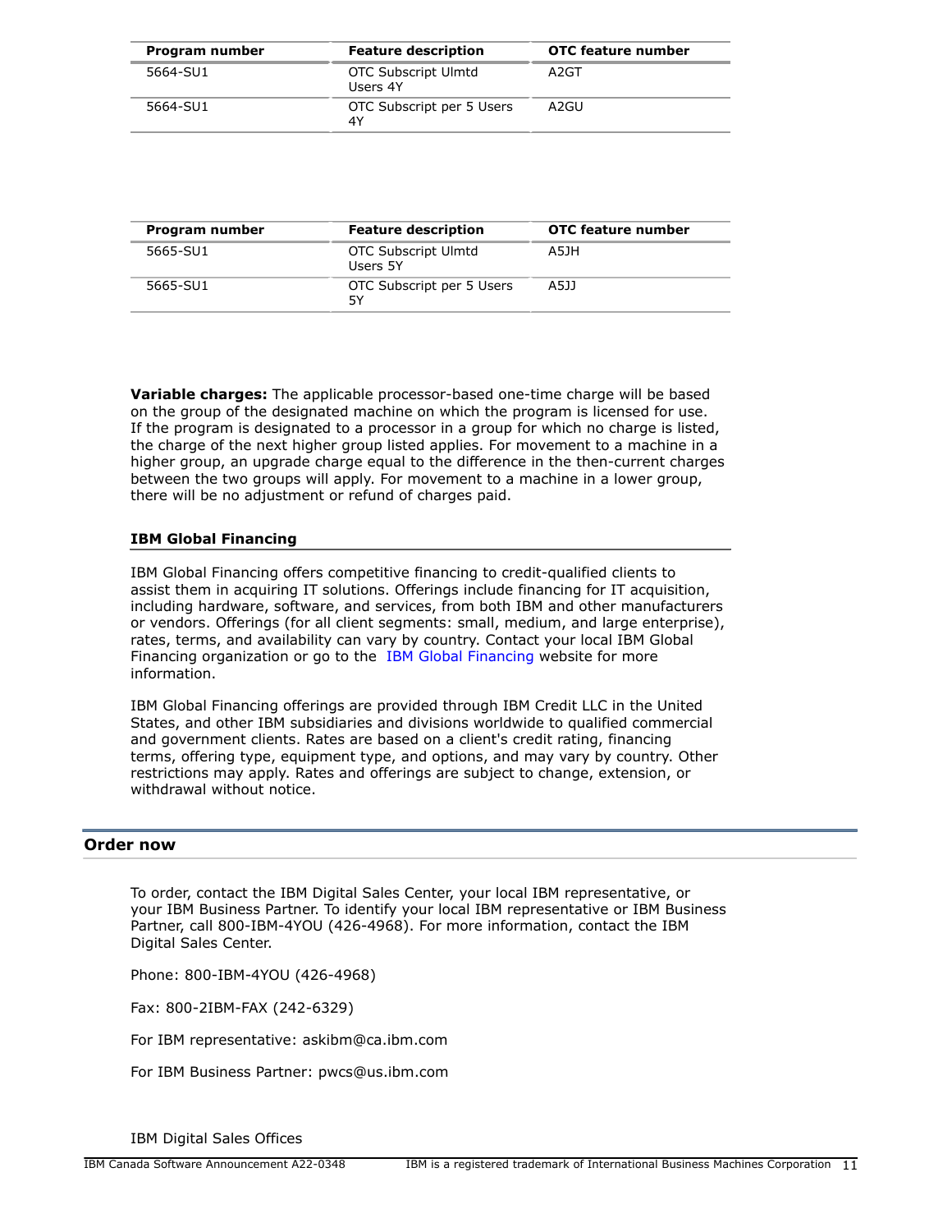| Program number | Feature description | OTC feature number |
| --- | --- | --- |
| 5664-SU1 | OTC Subscript Ulmtd Users 4Y | A2GT |
| 5664-SU1 | OTC Subscript per 5 Users 4Y | A2GU |

| Program number | Feature description | OTC feature number |
| --- | --- | --- |
| 5665-SU1 | OTC Subscript Ulmtd Users 5Y | A5JH |
| 5665-SU1 | OTC Subscript per 5 Users 5Y | A5JJ |

**Variable charges:** The applicable processor-based one-time charge will be based on the group of the designated machine on which the program is licensed for use. If the program is designated to a processor in a group for which no charge is listed, the charge of the next higher group listed applies. For movement to a machine in a higher group, an upgrade charge equal to the difference in the then-current charges between the two groups will apply. For movement to a machine in a lower group, there will be no adjustment or refund of charges paid.

### IBM Global Financing

IBM Global Financing offers competitive financing to credit-qualified clients to assist them in acquiring IT solutions. Offerings include financing for IT acquisition, including hardware, software, and services, from both IBM and other manufacturers or vendors. Offerings (for all client segments: small, medium, and large enterprise), rates, terms, and availability can vary by country. Contact your local IBM Global Financing organization or go to the IBM Global Financing website for more information.

IBM Global Financing offerings are provided through IBM Credit LLC in the United States, and other IBM subsidiaries and divisions worldwide to qualified commercial and government clients. Rates are based on a client's credit rating, financing terms, offering type, equipment type, and options, and may vary by country. Other restrictions may apply. Rates and offerings are subject to change, extension, or withdrawal without notice.

## Order now

To order, contact the IBM Digital Sales Center, your local IBM representative, or your IBM Business Partner. To identify your local IBM representative or IBM Business Partner, call 800-IBM-4YOU (426-4968). For more information, contact the IBM Digital Sales Center.

Phone: 800-IBM-4YOU (426-4968)

Fax: 800-2IBM-FAX (242-6329)

For IBM representative: askibm@ca.ibm.com

For IBM Business Partner: pwcs@us.ibm.com

IBM Digital Sales Offices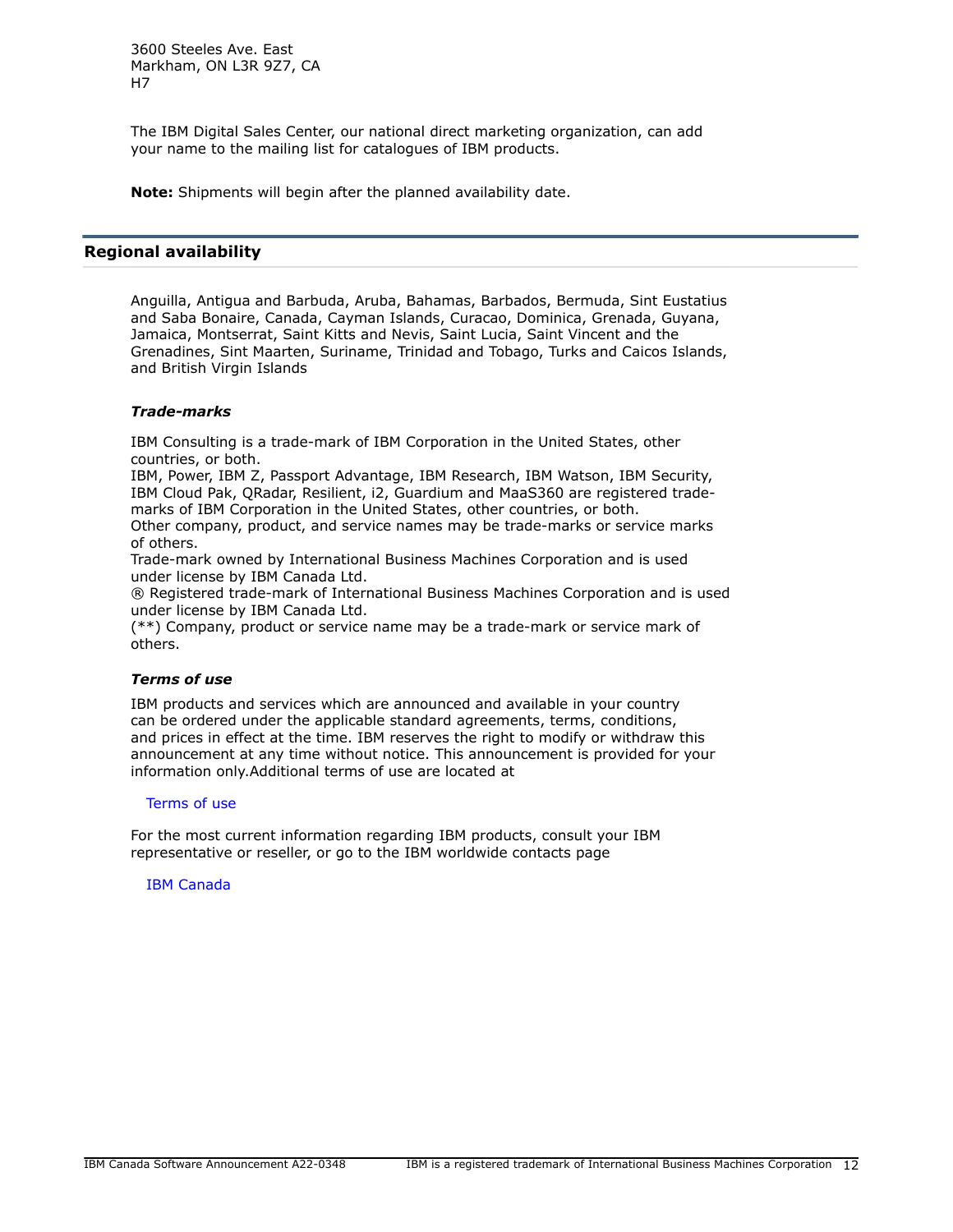3600 Steeles Ave. East
Markham, ON L3R 9Z7, CA
H7

The IBM Digital Sales Center, our national direct marketing organization, can add your name to the mailing list for catalogues of IBM products.

**Note:** Shipments will begin after the planned availability date.

## Regional availability

Anguilla, Antigua and Barbuda, Aruba, Bahamas, Barbados, Bermuda, Sint Eustatius and Saba Bonaire, Canada, Cayman Islands, Curacao, Dominica, Grenada, Guyana, Jamaica, Montserrat, Saint Kitts and Nevis, Saint Lucia, Saint Vincent and the Grenadines, Sint Maarten, Suriname, Trinidad and Tobago, Turks and Caicos Islands, and British Virgin Islands

### *Trade-marks*

IBM Consulting is a trade-mark of IBM Corporation in the United States, other countries, or both.
IBM, Power, IBM Z, Passport Advantage, IBM Research, IBM Watson, IBM Security, IBM Cloud Pak, QRadar, Resilient, i2, Guardium and MaaS360 are registered trade-marks of IBM Corporation in the United States, other countries, or both.
Other company, product, and service names may be trade-marks or service marks of others.
Trade-mark owned by International Business Machines Corporation and is used under license by IBM Canada Ltd.
® Registered trade-mark of International Business Machines Corporation and is used under license by IBM Canada Ltd.
(**) Company, product or service name may be a trade-mark or service mark of others.

### *Terms of use*

IBM products and services which are announced and available in your country can be ordered under the applicable standard agreements, terms, conditions, and prices in effect at the time. IBM reserves the right to modify or withdraw this announcement at any time without notice. This announcement is provided for your information only.Additional terms of use are located at

Terms of use

For the most current information regarding IBM products, consult your IBM representative or reseller, or go to the IBM worldwide contacts page

IBM Canada